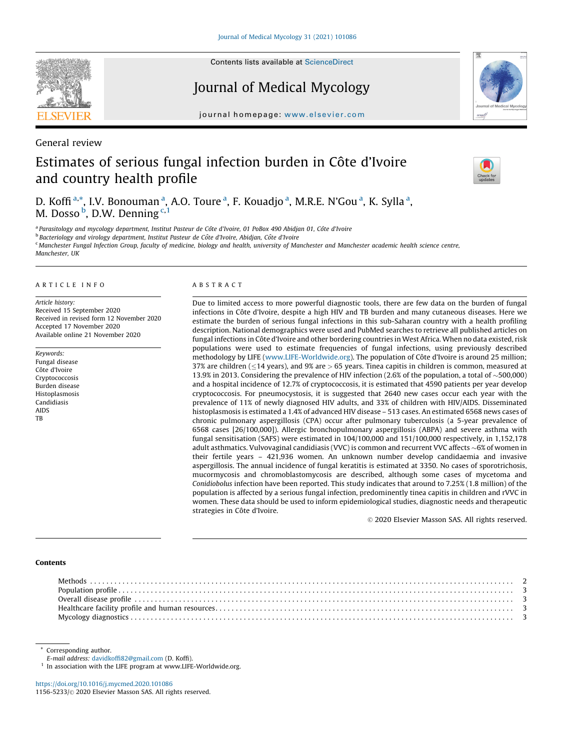General review

# Estimates of serious fungal infection burden in Côte d'Ivoire and country health profile

D. Koffi [a,*], I.V. Bonouman [a], A.O. Toure [a], F. Kouadjo [a], M.R.E. N'Gou [a], K. Sylla [a], M. Dosso [b], D.W. Denning [c,1]

[a] Parasitology and mycology department, Institut Pasteur de Côte d'Ivoire, 01 PoBox 490 Abidjan 01, Côte d'Ivoire
[b] Bacteriology and virology department, Institut Pasteur de Côte d'Ivoire, Abidjan, Côte d'Ivoire
[c] Manchester Fungal Infection Group, faculty of medicine, biology and health, university of Manchester and Manchester academic health science centre, Manchester, UK

## ARTICLE INFO

*Article history:*
Received 15 September 2020
Received in revised form 12 November 2020
Accepted 17 November 2020
Available online 21 November 2020

*Keywords:*
Fungal disease
Côte d'Ivoire
Cryptococcosis
Burden disease
Histoplasmosis
Candidiasis
AIDS
TB

## ABSTRACT

Due to limited access to more powerful diagnostic tools, there are few data on the burden of fungal infections in Côte d'Ivoire, despite a high HIV and TB burden and many cutaneous diseases. Here we estimate the burden of serious fungal infections in this sub-Saharan country with a health profiling description. National demographics were used and PubMed searches to retrieve all published articles on fungal infections in Côte d'Ivoire and other bordering countries in West Africa. When no data existed, risk populations were used to estimate frequencies of fungal infections, using previously described methodology by LIFE (www.LIFE-Worldwide.org). The population of Côte d'Ivoire is around 25 million; 37% are children (≤14 years), and 9% are > 65 years. Tinea capitis in children is common, measured at 13.9% in 2013. Considering the prevalence of HIV infection (2.6% of the population, a total of ~500,000) and a hospital incidence of 12.7% of cryptococcosis, it is estimated that 4590 patients per year develop cryptococcosis. For pneumocystosis, it is suggested that 2640 new cases occur each year with the prevalence of 11% of newly diagnosed HIV adults, and 33% of children with HIV/AIDS. Disseminated histoplasmosis is estimated a 1.4% of advanced HIV disease – 513 cases. An estimated 6568 news cases of chronic pulmonary aspergillosis (CPA) occur after pulmonary tuberculosis (a 5-year prevalence of 6568 cases [26/100,000]). Allergic bronchopulmonary aspergillosis (ABPA) and severe asthma with fungal sensitisation (SAFS) were estimated in 104/100,000 and 151/100,000 respectively, in 1,152,178 adult asthmatics. Vulvovaginal candidiasis (VVC) is common and recurrent VVC affects ~6% of women in their fertile years – 421,936 women. An unknown number develop candidaemia and invasive aspergillosis. The annual incidence of fungal keratitis is estimated at 3350. No cases of sporotrichosis, mucormycosis and chromoblastomycosis are described, although some cases of mycetoma and *Conidiobolus* infection have been reported. This study indicates that around to 7.25% (1.8 million) of the population is affected by a serious fungal infection, predominantly tinea capitis in children and rVVC in women. These data should be used to inform epidemiological studies, diagnostic needs and therapeutic strategies in Côte d'Ivoire.

© 2020 Elsevier Masson SAS. All rights reserved.

## Contents

Methods . . . 2
Population profile . . . 3
Overall disease profile . . . 3
Healthcare facility profile and human resources . . . 3
Mycology diagnostics . . . 3

* Corresponding author.
E-mail address: davidkoffi82@gmail.com (D. Koffi).
[1] In association with the LIFE program at www.LIFE-Worldwide.org.

https://doi.org/10.1016/j.mycmed.2020.101086
1156-5233/© 2020 Elsevier Masson SAS. All rights reserved.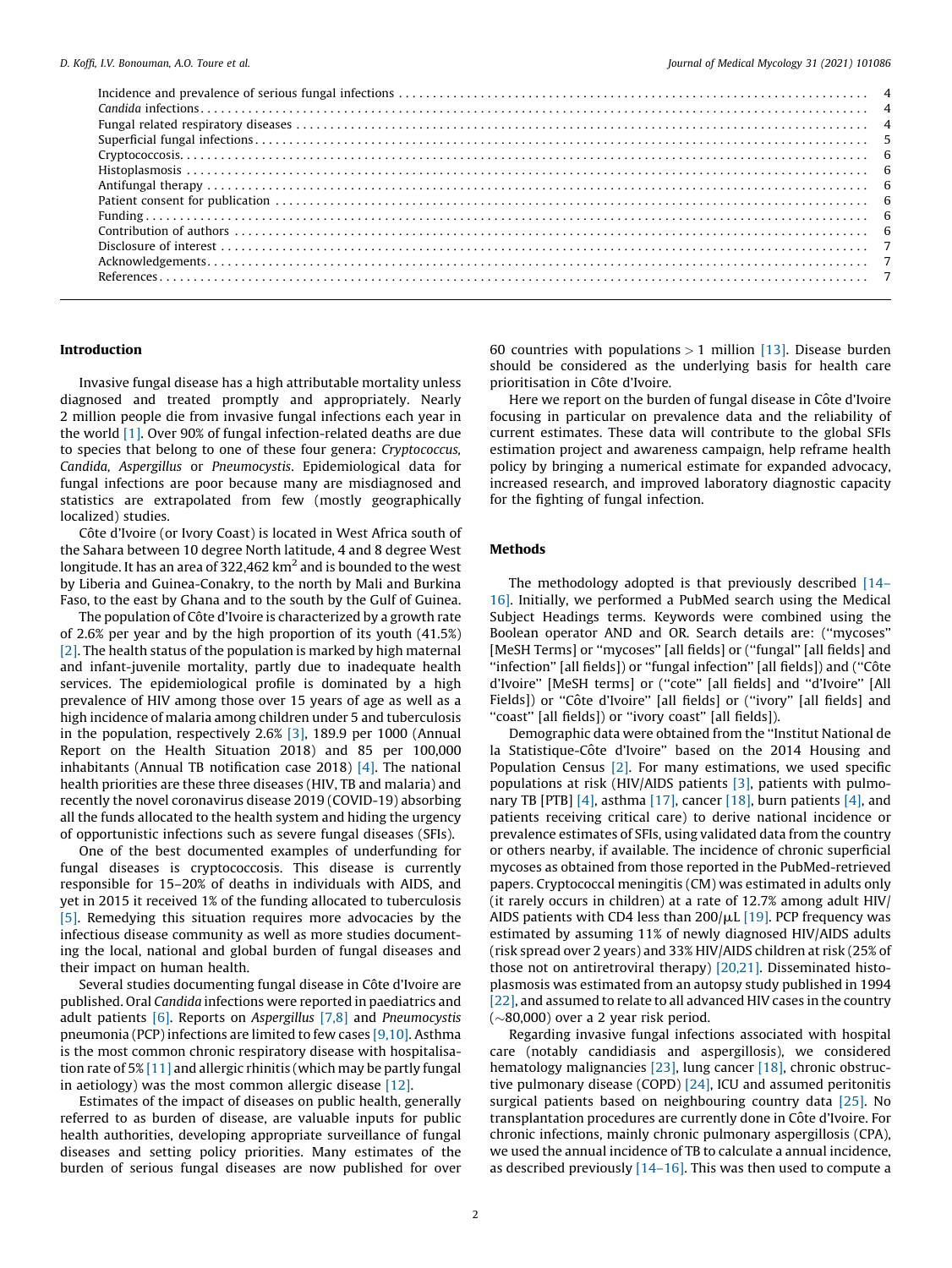Incidence and prevalence of serious fungal infections . . . . . 4
*Candida* infections . . . . . 4
Fungal related respiratory diseases . . . . . 4
Superficial fungal infections . . . . . 5
Cryptococcosis . . . . . 6
Histoplasmosis . . . . . 6
Antifungal therapy . . . . . 6
Patient consent for publication . . . . . 6
Funding . . . . . 6
Contribution of authors . . . . . 6
Disclosure of interest . . . . . 7
Acknowledgements . . . . . 7
References . . . . . 7

## Introduction

Invasive fungal disease has a high attributable mortality unless diagnosed and treated promptly and appropriately. Nearly 2 million people die from invasive fungal infections each year in the world [1]. Over 90% of fungal infection-related deaths are due to species that belong to one of these four genera: *Cryptococcus, Candida, Aspergillus* or *Pneumocystis*. Epidemiological data for fungal infections are poor because many are misdiagnosed and statistics are extrapolated from few (mostly geographically localized) studies.

Côte d'Ivoire (or Ivory Coast) is located in West Africa south of the Sahara between 10 degree North latitude, 4 and 8 degree West longitude. It has an area of 322,462 km$^2$ and is bounded to the west by Liberia and Guinea-Conakry, to the north by Mali and Burkina Faso, to the east by Ghana and to the south by the Gulf of Guinea.

The population of Côte d'Ivoire is characterized by a growth rate of 2.6% per year and by the high proportion of its youth (41.5%) [2]. The health status of the population is marked by high maternal and infant-juvenile mortality, partly due to inadequate health services. The epidemiological profile is dominated by a high prevalence of HIV among those over 15 years of age as well as a high incidence of malaria among children under 5 and tuberculosis in the population, respectively 2.6% [3], 189.9 per 1000 (Annual Report on the Health Situation 2018) and 85 per 100,000 inhabitants (Annual TB notification case 2018) [4]. The national health priorities are these three diseases (HIV, TB and malaria) and recently the novel coronavirus disease 2019 (COVID-19) absorbing all the funds allocated to the health system and hiding the urgency of opportunistic infections such as severe fungal diseases (SFIs).

One of the best documented examples of underfunding for fungal diseases is cryptococcosis. This disease is currently responsible for 15–20% of deaths in individuals with AIDS, and yet in 2015 it received 1% of the funding allocated to tuberculosis [5]. Remedying this situation requires more advocacies by the infectious disease community as well as more studies documenting the local, national and global burden of fungal diseases and their impact on human health.

Several studies documenting fungal disease in Côte d'Ivoire are published. Oral *Candida* infections were reported in paediatrics and adult patients [6]. Reports on *Aspergillus* [7,8] and *Pneumocystis* pneumonia (PCP) infections are limited to few cases [9,10]. Asthma is the most common chronic respiratory disease with hospitalisation rate of 5% [11] and allergic rhinitis (which may be partly fungal in aetiology) was the most common allergic disease [12].

Estimates of the impact of diseases on public health, generally referred to as burden of disease, are valuable inputs for public health authorities, developing appropriate surveillance of fungal diseases and setting policy priorities. Many estimates of the burden of serious fungal diseases are now published for over 60 countries with populations > 1 million [13]. Disease burden should be considered as the underlying basis for health care prioritisation in Côte d'Ivoire.

Here we report on the burden of fungal disease in Côte d'Ivoire focusing in particular on prevalence data and the reliability of current estimates. These data will contribute to the global SFIs estimation project and awareness campaign, help reframe health policy by bringing a numerical estimate for expanded advocacy, increased research, and improved laboratory diagnostic capacity for the fighting of fungal infection.

## Methods

The methodology adopted is that previously described [14–16]. Initially, we performed a PubMed search using the Medical Subject Headings terms. Keywords were combined using the Boolean operator AND and OR. Search details are: ("mycoses" [MeSH Terms] or "mycoses" [all fields] or ("fungal" [all fields] and "infection" [all fields]) or "fungal infection" [all fields]) and ("Côte d'Ivoire" [MeSH terms] or ("cote" [all fields] and "d'Ivoire" [All Fields]) or "Côte d'Ivoire" [all fields] or ("ivory" [all fields] and "coast" [all fields]) or "ivory coast" [all fields]).

Demographic data were obtained from the "Institut National de la Statistique-Côte d'Ivoire" based on the 2014 Housing and Population Census [2]. For many estimations, we used specific populations at risk (HIV/AIDS patients [3], patients with pulmonary TB [PTB] [4], asthma [17], cancer [18], burn patients [4], and patients receiving critical care) to derive national incidence or prevalence estimates of SFIs, using validated data from the country or others nearby, if available. The incidence of chronic superficial mycoses as obtained from those reported in the PubMed-retrieved papers. Cryptococcal meningitis (CM) was estimated in adults only (it rarely occurs in children) at a rate of 12.7% among adult HIV/AIDS patients with CD4 less than 200/$\mu$L [19]. PCP frequency was estimated by assuming 11% of newly diagnosed HIV/AIDS adults (risk spread over 2 years) and 33% HIV/AIDS children at risk (25% of those not on antiretroviral therapy) [20,21]. Disseminated histoplasmosis was estimated from an autopsy study published in 1994 [22], and assumed to relate to all advanced HIV cases in the country (~80,000) over a 2 year risk period.

Regarding invasive fungal infections associated with hospital care (notably candidiasis and aspergillosis), we considered hematology malignancies [23], lung cancer [18], chronic obstructive pulmonary disease (COPD) [24], ICU and assumed peritonitis surgical patients based on neighbouring country data [25]. No transplantation procedures are currently done in Côte d'Ivoire. For chronic infections, mainly chronic pulmonary aspergillosis (CPA), we used the annual incidence of TB to calculate a annual incidence, as described previously [14–16]. This was then used to compute a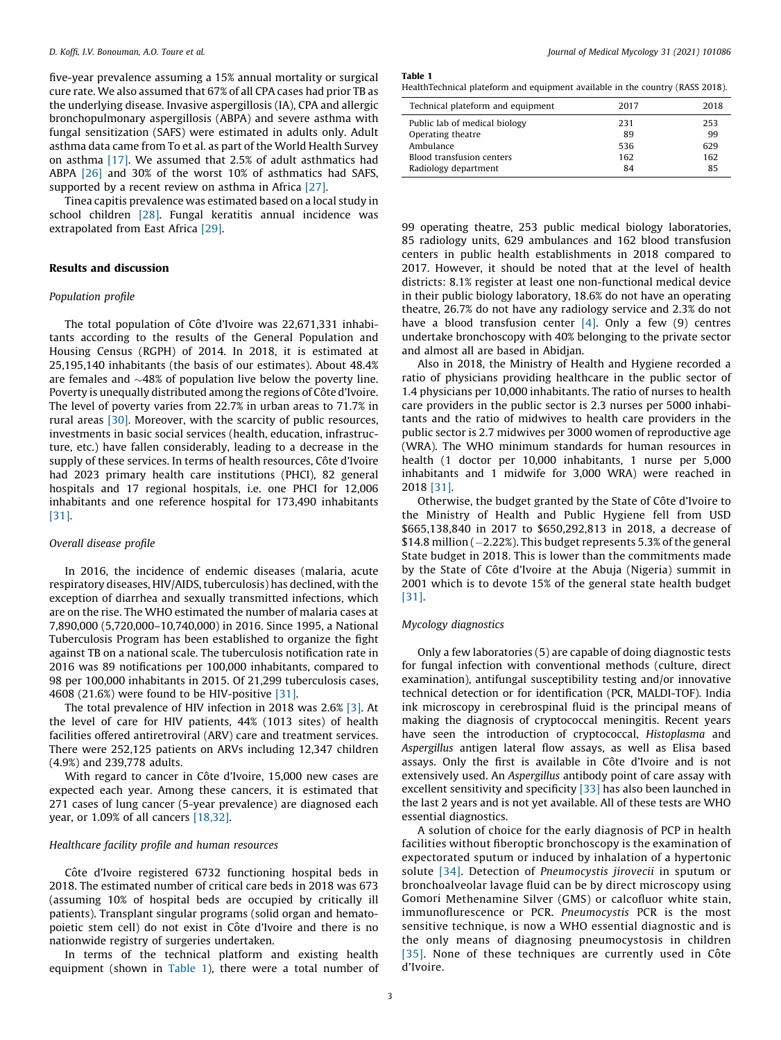five-year prevalence assuming a 15% annual mortality or surgical cure rate. We also assumed that 67% of all CPA cases had prior TB as the underlying disease. Invasive aspergillosis (IA), CPA and allergic bronchopulmonary aspergillosis (ABPA) and severe asthma with fungal sensitization (SAFS) were estimated in adults only. Adult asthma data came from To et al. as part of the World Health Survey on asthma [17]. We assumed that 2.5% of adult asthmatics had ABPA [26] and 30% of the worst 10% of asthmatics had SAFS, supported by a recent review on asthma in Africa [27].

Tinea capitis prevalence was estimated based on a local study in school children [28]. Fungal keratitis annual incidence was extrapolated from East Africa [29].

## Results and discussion

### Population profile

The total population of Côte d'Ivoire was 22,671,331 inhabitants according to the results of the General Population and Housing Census (RGPH) of 2014. In 2018, it is estimated at 25,195,140 inhabitants (the basis of our estimates). About 48.4% are females and ~48% of population live below the poverty line. Poverty is unequally distributed among the regions of Côte d'Ivoire. The level of poverty varies from 22.7% in urban areas to 71.7% in rural areas [30]. Moreover, with the scarcity of public resources, investments in basic social services (health, education, infrastructure, etc.) have fallen considerably, leading to a decrease in the supply of these services. In terms of health resources, Côte d'Ivoire had 2023 primary health care institutions (PHCI), 82 general hospitals and 17 regional hospitals, i.e. one PHCI for 12,006 inhabitants and one reference hospital for 173,490 inhabitants [31].

### Overall disease profile

In 2016, the incidence of endemic diseases (malaria, acute respiratory diseases, HIV/AIDS, tuberculosis) has declined, with the exception of diarrhea and sexually transmitted infections, which are on the rise. The WHO estimated the number of malaria cases at 7,890,000 (5,720,000–10,740,000) in 2016. Since 1995, a National Tuberculosis Program has been established to organize the fight against TB on a national scale. The tuberculosis notification rate in 2016 was 89 notifications per 100,000 inhabitants, compared to 98 per 100,000 inhabitants in 2015. Of 21,299 tuberculosis cases, 4608 (21.6%) were found to be HIV-positive [31].

The total prevalence of HIV infection in 2018 was 2.6% [3]. At the level of care for HIV patients, 44% (1013 sites) of health facilities offered antiretroviral (ARV) care and treatment services. There were 252,125 patients on ARVs including 12,347 children (4.9%) and 239,778 adults.

With regard to cancer in Côte d'Ivoire, 15,000 new cases are expected each year. Among these cancers, it is estimated that 271 cases of lung cancer (5-year prevalence) are diagnosed each year, or 1.09% of all cancers [18,32].

### Healthcare facility profile and human resources

Côte d'Ivoire registered 6732 functioning hospital beds in 2018. The estimated number of critical care beds in 2018 was 673 (assuming 10% of hospital beds are occupied by critically ill patients). Transplant singular programs (solid organ and hematopoietic stem cell) do not exist in Côte d'Ivoire and there is no nationwide registry of surgeries undertaken.

In terms of the technical platform and existing health equipment (shown in Table 1), there were a total number of 99 operating theatre, 253 public medical biology laboratories, 85 radiology units, 629 ambulances and 162 blood transfusion centers in public health establishments in 2018 compared to 2017. However, it should be noted that at the level of health districts: 8.1% register at least one non-functional medical device in their public biology laboratory, 18.6% do not have an operating theatre, 26.7% do not have any radiology service and 2.3% do not have a blood transfusion center [4]. Only a few (9) centres undertake bronchoscopy with 40% belonging to the private sector and almost all are based in Abidjan.

**Table 1**
HealthTechnical plateform and equipment available in the country (RASS 2018).

| Technical plateform and equipment | 2017 | 2018 |
|---|---|---|
| Public lab of medical biology | 231 | 253 |
| Operating theatre | 89 | 99 |
| Ambulance | 536 | 629 |
| Blood transfusion centers | 162 | 162 |
| Radiology department | 84 | 85 |

Also in 2018, the Ministry of Health and Hygiene recorded a ratio of physicians providing healthcare in the public sector of 1.4 physicians per 10,000 inhabitants. The ratio of nurses to health care providers in the public sector is 2.3 nurses per 5000 inhabitants and the ratio of midwives to health care providers in the public sector is 2.7 midwives per 3000 women of reproductive age (WRA). The WHO minimum standards for human resources in health (1 doctor per 10,000 inhabitants, 1 nurse per 5,000 inhabitants and 1 midwife for 3,000 WRA) were reached in 2018 [31].

Otherwise, the budget granted by the State of Côte d'Ivoire to the Ministry of Health and Public Hygiene fell from USD $665,138,840 in 2017 to $650,292,813 in 2018, a decrease of $14.8 million (−2.22%). This budget represents 5.3% of the general State budget in 2018. This is lower than the commitments made by the State of Côte d'Ivoire at the Abuja (Nigeria) summit in 2001 which is to devote 15% of the general state health budget [31].

### Mycology diagnostics

Only a few laboratories (5) are capable of doing diagnostic tests for fungal infection with conventional methods (culture, direct examination), antifungal susceptibility testing and/or innovative technical detection or for identification (PCR, MALDI-TOF). India ink microscopy in cerebrospinal fluid is the principal means of making the diagnosis of cryptococcal meningitis. Recent years have seen the introduction of cryptococcal, *Histoplasma* and *Aspergillus* antigen lateral flow assays, as well as Elisa based assays. Only the first is available in Côte d'Ivoire and is not extensively used. An *Aspergillus* antibody point of care assay with excellent sensitivity and specificity [33] has also been launched in the last 2 years and is not yet available. All of these tests are WHO essential diagnostics.

A solution of choice for the early diagnosis of PCP in health facilities without fiberoptic bronchoscopy is the examination of expectorated sputum or induced by inhalation of a hypertonic solute [34]. Detection of *Pneumocystis jirovecii* in sputum or bronchoalveolar lavage fluid can be by direct microscopy using Gomori Methenamine Silver (GMS) or calcofluor white stain, immunoflurescence or PCR. *Pneumocystis* PCR is the most sensitive technique, is now a WHO essential diagnostic and is the only means of diagnosing pneumocystosis in children [35]. None of these techniques are currently used in Côte d'Ivoire.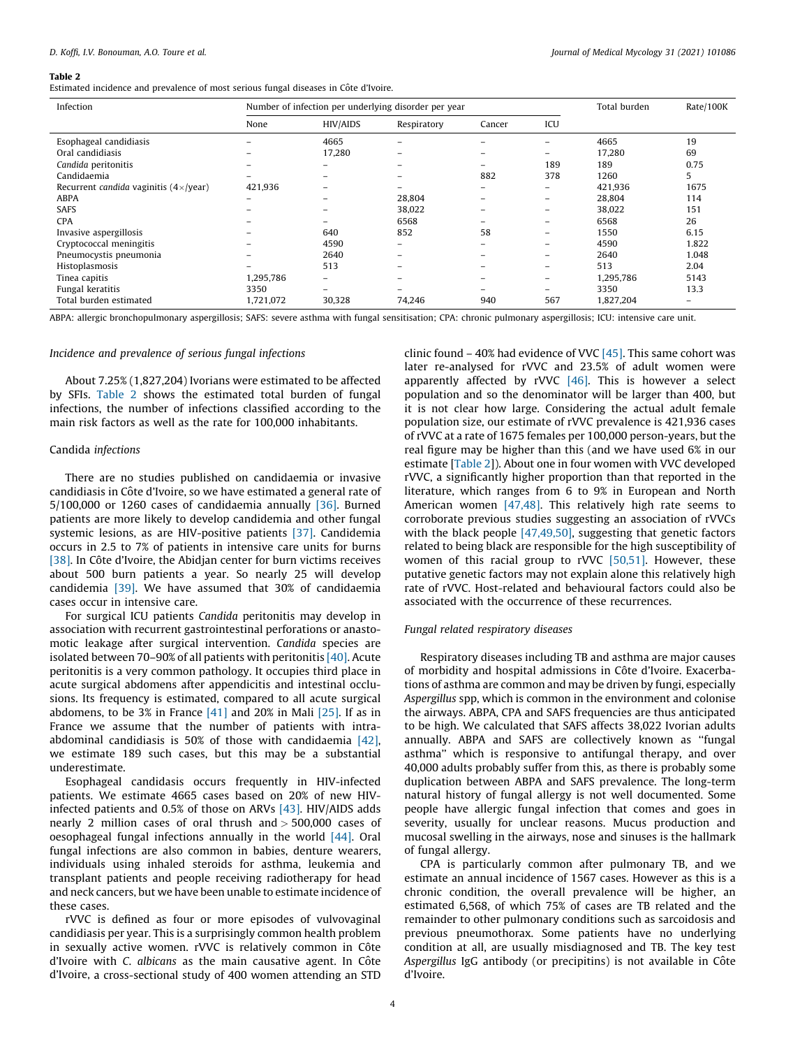**Table 2**
Estimated incidence and prevalence of most serious fungal diseases in Côte d'Ivoire.

| Infection | Number of infection per underlying disorder per year | | | | | Total burden | Rate/100K |
|---|---|---|---|---|---|---|---|
| | None | HIV/AIDS | Respiratory | Cancer | ICU | | |
| Esophageal candidiasis | – | 4665 | – | – | – | 4665 | 19 |
| Oral candidiasis | – | 17,280 | – | – | – | 17,280 | 69 |
| *Candida* peritonitis | – | – | – | – | 189 | 189 | 0.75 |
| Candidaemia | – | – | – | 882 | 378 | 1260 | 5 |
| Recurrent *candida* vaginitis (4×/year) | 421,936 | – | – | – | – | 421,936 | 1675 |
| ABPA | – | – | 28,804 | – | – | 28,804 | 114 |
| SAFS | – | – | 38,022 | – | – | 38,022 | 151 |
| CPA | – | – | 6568 | – | – | 6568 | 26 |
| Invasive aspergillosis | – | 640 | 852 | 58 | – | 1550 | 6.15 |
| Cryptococcal meningitis | – | 4590 | – | – | – | 4590 | 1.822 |
| Pneumocystis pneumonia | – | 2640 | – | – | – | 2640 | 1.048 |
| Histoplasmosis | – | 513 | – | – | – | 513 | 2.04 |
| Tinea capitis | 1,295,786 | – | – | – | – | 1,295,786 | 5143 |
| Fungal keratitis | 3350 | – | – | – | – | 3350 | 13.3 |
| Total burden estimated | 1,721,072 | 30,328 | 74,246 | 940 | 567 | 1,827,204 | – |

ABPA: allergic bronchopulmonary aspergillosis; SAFS: severe asthma with fungal sensitisation; CPA: chronic pulmonary aspergillosis; ICU: intensive care unit.

### *Incidence and prevalence of serious fungal infections*

About 7.25% (1,827,204) Ivorians were estimated to be affected by SFIs. Table 2 shows the estimated total burden of fungal infections, the number of infections classified according to the main risk factors as well as the rate for 100,000 inhabitants.

### Candida *infections*

There are no studies published on candidaemia or invasive candidiasis in Côte d'Ivoire, so we have estimated a general rate of 5/100,000 or 1260 cases of candidaemia annually [36]. Burned patients are more likely to develop candidemia and other fungal systemic lesions, as are HIV-positive patients [37]. Candidemia occurs in 2.5 to 7% of patients in intensive care units for burns [38]. In Côte d'Ivoire, the Abidjan center for burn victims receives about 500 burn patients a year. So nearly 25 will develop candidemia [39]. We have assumed that 30% of candidaemia cases occur in intensive care.

For surgical ICU patients *Candida* peritonitis may develop in association with recurrent gastrointestinal perforations or anastomotic leakage after surgical intervention. *Candida* species are isolated between 70–90% of all patients with peritonitis [40]. Acute peritonitis is a very common pathology. It occupies third place in acute surgical abdomens after appendicitis and intestinal occlusions. Its frequency is estimated, compared to all acute surgical abdomens, to be 3% in France [41] and 20% in Mali [25]. If as in France we assume that the number of patients with intra-abdominal candidiasis is 50% of those with candidaemia [42], we estimate 189 such cases, but this may be a substantial underestimate.

Esophageal candidasis occurs frequently in HIV-infected patients. We estimate 4665 cases based on 20% of new HIV-infected patients and 0.5% of those on ARVs [43]. HIV/AIDS adds nearly 2 million cases of oral thrush and > 500,000 cases of oesophageal fungal infections annually in the world [44]. Oral fungal infections are also common in babies, denture wearers, individuals using inhaled steroids for asthma, leukemia and transplant patients and people receiving radiotherapy for head and neck cancers, but we have been unable to estimate incidence of these cases.

rVVC is defined as four or more episodes of vulvovaginal candidiasis per year. This is a surprisingly common health problem in sexually active women. rVVC is relatively common in Côte d'Ivoire with *C. albicans* as the main causative agent. In Côte d'Ivoire, a cross-sectional study of 400 women attending an STD clinic found – 40% had evidence of VVC [45]. This same cohort was later re-analysed for rVVC and 23.5% of adult women were apparently affected by rVVC [46]. This is however a select population and so the denominator will be larger than 400, but it is not clear how large. Considering the actual adult female population size, our estimate of rVVC prevalence is 421,936 cases of rVVC at a rate of 1675 females per 100,000 person-years, but the real figure may be higher than this (and we have used 6% in our estimate [Table 2]). About one in four women with VVC developed rVVC, a significantly higher proportion than that reported in the literature, which ranges from 6 to 9% in European and North American women [47,48]. This relatively high rate seems to corroborate previous studies suggesting an association of rVVCs with the black people [47,49,50], suggesting that genetic factors related to being black are responsible for the high susceptibility of women of this racial group to rVVC [50,51]. However, these putative genetic factors may not explain alone this relatively high rate of rVVC. Host-related and behavioural factors could also be associated with the occurrence of these recurrences.

### *Fungal related respiratory diseases*

Respiratory diseases including TB and asthma are major causes of morbidity and hospital admissions in Côte d'Ivoire. Exacerbations of asthma are common and may be driven by fungi, especially *Aspergillus* spp, which is common in the environment and colonise the airways. ABPA, CPA and SAFS frequencies are thus anticipated to be high. We calculated that SAFS affects 38,022 Ivorian adults annually. ABPA and SAFS are collectively known as ''fungal asthma'' which is responsive to antifungal therapy, and over 40,000 adults probably suffer from this, as there is probably some duplication between ABPA and SAFS prevalence. The long-term natural history of fungal allergy is not well documented. Some people have allergic fungal infection that comes and goes in severity, usually for unclear reasons. Mucus production and mucosal swelling in the airways, nose and sinuses is the hallmark of fungal allergy.

CPA is particularly common after pulmonary TB, and we estimate an annual incidence of 1567 cases. However as this is a chronic condition, the overall prevalence will be higher, an estimated 6,568, of which 75% of cases are TB related and the remainder to other pulmonary conditions such as sarcoidosis and previous pneumothorax. Some patients have no underlying condition at all, are usually misdiagnosed and TB. The key test *Aspergillus* IgG antibody (or precipitins) is not available in Côte d'Ivoire.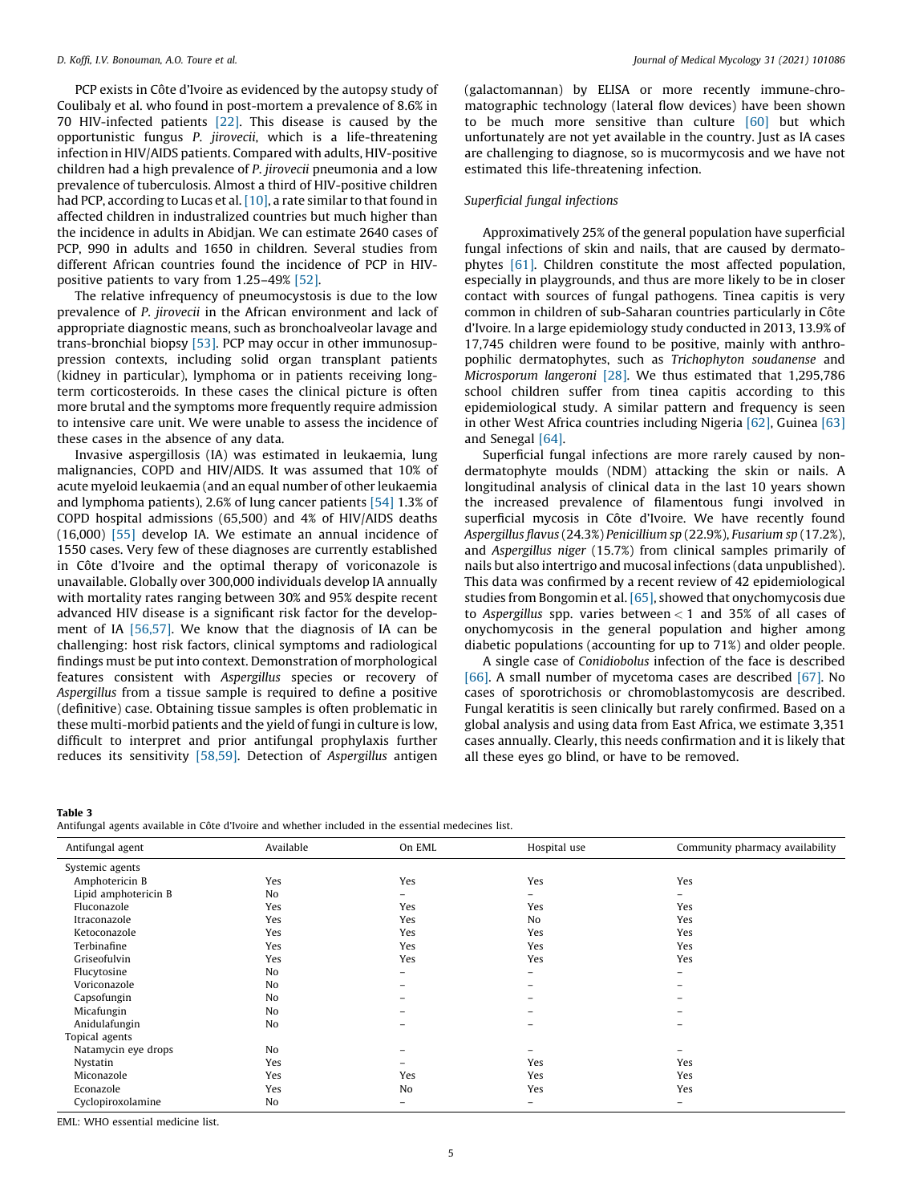PCP exists in Côte d'Ivoire as evidenced by the autopsy study of Coulibaly et al. who found in post-mortem a prevalence of 8.6% in 70 HIV-infected patients [22]. This disease is caused by the opportunistic fungus *P. jirovecii*, which is a life-threatening infection in HIV/AIDS patients. Compared with adults, HIV-positive children had a high prevalence of *P. jirovecii* pneumonia and a low prevalence of tuberculosis. Almost a third of HIV-positive children had PCP, according to Lucas et al. [10], a rate similar to that found in affected children in industralized countries but much higher than the incidence in adults in Abidjan. We can estimate 2640 cases of PCP, 990 in adults and 1650 in children. Several studies from different African countries found the incidence of PCP in HIV-positive patients to vary from 1.25–49% [52].

The relative infrequency of pneumocystosis is due to the low prevalence of *P. jirovecii* in the African environment and lack of appropriate diagnostic means, such as bronchoalveolar lavage and trans-bronchial biopsy [53]. PCP may occur in other immunosuppression contexts, including solid organ transplant patients (kidney in particular), lymphoma or in patients receiving long-term corticosteroids. In these cases the clinical picture is often more brutal and the symptoms more frequently require admission to intensive care unit. We were unable to assess the incidence of these cases in the absence of any data.

Invasive aspergillosis (IA) was estimated in leukaemia, lung malignancies, COPD and HIV/AIDS. It was assumed that 10% of acute myeloid leukaemia (and an equal number of other leukaemia and lymphoma patients), 2.6% of lung cancer patients [54] 1.3% of COPD hospital admissions (65,500) and 4% of HIV/AIDS deaths (16,000) [55] develop IA. We estimate an annual incidence of 1550 cases. Very few of these diagnoses are currently established in Côte d'Ivoire and the optimal therapy of voriconazole is unavailable. Globally over 300,000 individuals develop IA annually with mortality rates ranging between 30% and 95% despite recent advanced HIV disease is a significant risk factor for the development of IA [56,57]. We know that the diagnosis of IA can be challenging: host risk factors, clinical symptoms and radiological findings must be put into context. Demonstration of morphological features consistent with *Aspergillus* species or recovery of *Aspergillus* from a tissue sample is required to define a positive (definitive) case. Obtaining tissue samples is often problematic in these multi-morbid patients and the yield of fungi in culture is low, difficult to interpret and prior antifungal prophylaxis further reduces its sensitivity [58,59]. Detection of *Aspergillus* antigen (galactomannan) by ELISA or more recently immune-chromatographic technology (lateral flow devices) have been shown to be much more sensitive than culture [60] but which unfortunately are not yet available in the country. Just as IA cases are challenging to diagnose, so is mucormycosis and we have not estimated this life-threatening infection.

### Superficial fungal infections

Approximatively 25% of the general population have superficial fungal infections of skin and nails, that are caused by dermatophytes [61]. Children constitute the most affected population, especially in playgrounds, and thus are more likely to be in closer contact with sources of fungal pathogens. Tinea capitis is very common in children of sub-Saharan countries particularly in Côte d'Ivoire. In a large epidemiology study conducted in 2013, 13.9% of 17,745 children were found to be positive, mainly with anthropophilic dermatophytes, such as *Trichophyton soudanense* and *Microsporum langeroni* [28]. We thus estimated that 1,295,786 school children suffer from tinea capitis according to this epidemiological study. A similar pattern and frequency is seen in other West Africa countries including Nigeria [62], Guinea [63] and Senegal [64].

Superficial fungal infections are more rarely caused by non-dermatophyte moulds (NDM) attacking the skin or nails. A longitudinal analysis of clinical data in the last 10 years shown the increased prevalence of filamentous fungi involved in superficial mycosis in Côte d'Ivoire. We have recently found *Aspergillus flavus* (24.3%) *Penicillium sp* (22.9%), *Fusarium sp* (17.2%), and *Aspergillus niger* (15.7%) from clinical samples primarily of nails but also intertrigo and mucosal infections (data unpublished). This data was confirmed by a recent review of 42 epidemiological studies from Bongomin et al. [65], showed that onychomycosis due to *Aspergillus* spp. varies between $< 1$ and 35% of all cases of onychomycosis in the general population and higher among diabetic populations (accounting for up to 71%) and older people.

A single case of *Conidiobolus* infection of the face is described [66]. A small number of mycetoma cases are described [67]. No cases of sporotrichosis or chromoblastomycosis are described. Fungal keratitis is seen clinically but rarely confirmed. Based on a global analysis and using data from East Africa, we estimate 3,351 cases annually. Clearly, this needs confirmation and it is likely that all these eyes go blind, or have to be removed.

**Table 3**
Antifungal agents available in Côte d'Ivoire and whether included in the essential medecines list.

| Antifungal agent | Available | On EML | Hospital use | Community pharmacy availability |
|---|---|---|---|---|
| Systemic agents | | | | |
| Amphotericin B | Yes | Yes | Yes | Yes |
| Lipid amphotericin B | No | – | – | – |
| Fluconazole | Yes | Yes | Yes | Yes |
| Itraconazole | Yes | Yes | No | Yes |
| Ketoconazole | Yes | Yes | Yes | Yes |
| Terbinafine | Yes | Yes | Yes | Yes |
| Griseofulvin | Yes | Yes | Yes | Yes |
| Flucytosine | No | – | – | – |
| Voriconazole | No | – | – | – |
| Capsofungin | No | – | – | – |
| Micafungin | No | – | – | – |
| Anidulafungin | No | – | – | – |
| Topical agents | | | | |
| Natamycin eye drops | No | – | – | – |
| Nystatin | Yes | – | Yes | Yes |
| Miconazole | Yes | Yes | Yes | Yes |
| Econazole | Yes | No | Yes | Yes |
| Cyclopiroxolamine | No | – | – | – |

EML: WHO essential medicine list.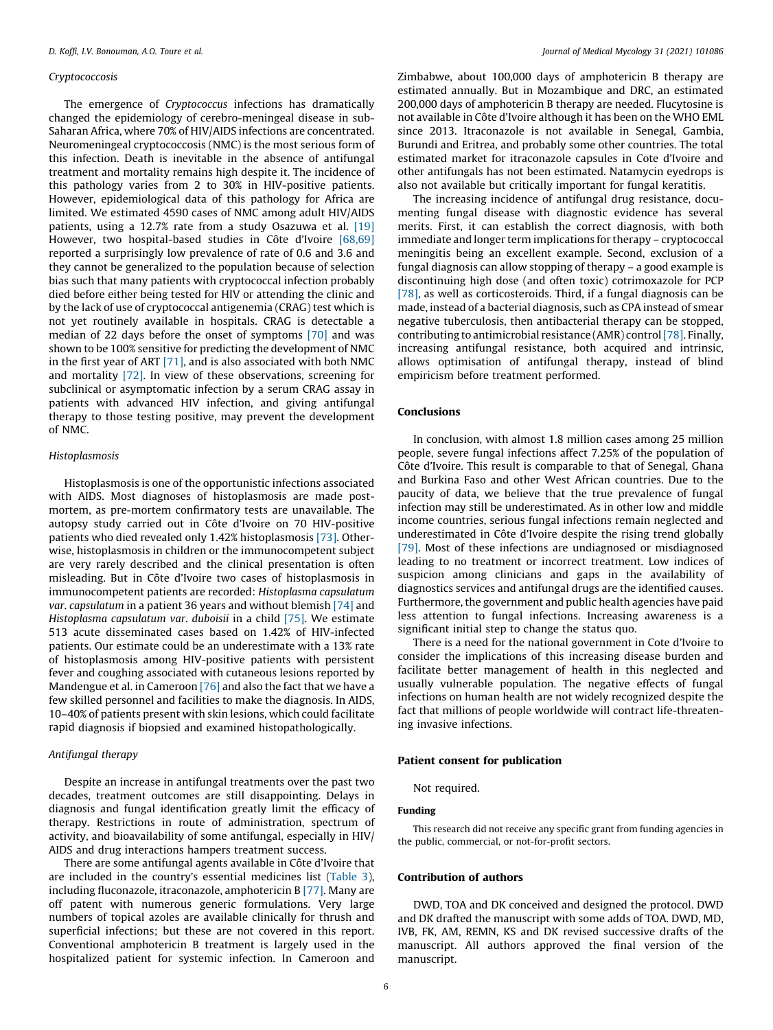### *Cryptococcosis*

The emergence of *Cryptococcus* infections has dramatically changed the epidemiology of cerebro-meningeal disease in sub-Saharan Africa, where 70% of HIV/AIDS infections are concentrated. Neuromeningeal cryptococcosis (NMC) is the most serious form of this infection. Death is inevitable in the absence of antifungal treatment and mortality remains high despite it. The incidence of this pathology varies from 2 to 30% in HIV-positive patients. However, epidemiological data of this pathology for Africa are limited. We estimated 4590 cases of NMC among adult HIV/AIDS patients, using a 12.7% rate from a study Osazuwa et al. [19] However, two hospital-based studies in Côte d'Ivoire [68,69] reported a surprisingly low prevalence of rate of 0.6 and 3.6 and they cannot be generalized to the population because of selection bias such that many patients with cryptococcal infection probably died before either being tested for HIV or attending the clinic and by the lack of use of cryptococcal antigenemia (CRAG) test which is not yet routinely available in hospitals. CRAG is detectable a median of 22 days before the onset of symptoms [70] and was shown to be 100% sensitive for predicting the development of NMC in the first year of ART [71], and is also associated with both NMC and mortality [72]. In view of these observations, screening for subclinical or asymptomatic infection by a serum CRAG assay in patients with advanced HIV infection, and giving antifungal therapy to those testing positive, may prevent the development of NMC.

### *Histoplasmosis*

Histoplasmosis is one of the opportunistic infections associated with AIDS. Most diagnoses of histoplasmosis are made post-mortem, as pre-mortem confirmatory tests are unavailable. The autopsy study carried out in Côte d'Ivoire on 70 HIV-positive patients who died revealed only 1.42% histoplasmosis [73]. Otherwise, histoplasmosis in children or the immunocompetent subject are very rarely described and the clinical presentation is often misleading. But in Côte d'Ivoire two cases of histoplasmosis in immunocompetent patients are recorded: *Histoplasma capsulatum var. capsulatum* in a patient 36 years and without blemish [74] and *Histoplasma capsulatum var. duboisii* in a child [75]. We estimate 513 acute disseminated cases based on 1.42% of HIV-infected patients. Our estimate could be an underestimate with a 13% rate of histoplasmosis among HIV-positive patients with persistent fever and coughing associated with cutaneous lesions reported by Mandengue et al. in Cameroon [76] and also the fact that we have a few skilled personnel and facilities to make the diagnosis. In AIDS, 10–40% of patients present with skin lesions, which could facilitate rapid diagnosis if biopsied and examined histopathologically.

### *Antifungal therapy*

Despite an increase in antifungal treatments over the past two decades, treatment outcomes are still disappointing. Delays in diagnosis and fungal identification greatly limit the efficacy of therapy. Restrictions in route of administration, spectrum of activity, and bioavailability of some antifungal, especially in HIV/AIDS and drug interactions hampers treatment success.

There are some antifungal agents available in Côte d'Ivoire that are included in the country's essential medicines list (Table 3), including fluconazole, itraconazole, amphotericin B [77]. Many are off patent with numerous generic formulations. Very large numbers of topical azoles are available clinically for thrush and superficial infections; but these are not covered in this report. Conventional amphotericin B treatment is largely used in the hospitalized patient for systemic infection. In Cameroon and Zimbabwe, about 100,000 days of amphotericin B therapy are estimated annually. But in Mozambique and DRC, an estimated 200,000 days of amphotericin B therapy are needed. Flucytosine is not available in Côte d'Ivoire although it has been on the WHO EML since 2013. Itraconazole is not available in Senegal, Gambia, Burundi and Eritrea, and probably some other countries. The total estimated market for itraconazole capsules in Cote d'Ivoire and other antifungals has not been estimated. Natamycin eyedrops is also not available but critically important for fungal keratitis.

The increasing incidence of antifungal drug resistance, documenting fungal disease with diagnostic evidence has several merits. First, it can establish the correct diagnosis, with both immediate and longer term implications for therapy – cryptococcal meningitis being an excellent example. Second, exclusion of a fungal diagnosis can allow stopping of therapy – a good example is discontinuing high dose (and often toxic) cotrimoxazole for PCP [78], as well as corticosteroids. Third, if a fungal diagnosis can be made, instead of a bacterial diagnosis, such as CPA instead of smear negative tuberculosis, then antibacterial therapy can be stopped, contributing to antimicrobial resistance (AMR) control [78]. Finally, increasing antifungal resistance, both acquired and intrinsic, allows optimisation of antifungal therapy, instead of blind empiricism before treatment performed.

## Conclusions

In conclusion, with almost 1.8 million cases among 25 million people, severe fungal infections affect 7.25% of the population of Côte d'Ivoire. This result is comparable to that of Senegal, Ghana and Burkina Faso and other West African countries. Due to the paucity of data, we believe that the true prevalence of fungal infection may still be underestimated. As in other low and middle income countries, serious fungal infections remain neglected and underestimated in Côte d'Ivoire despite the rising trend globally [79]. Most of these infections are undiagnosed or misdiagnosed leading to no treatment or incorrect treatment. Low indices of suspicion among clinicians and gaps in the availability of diagnostics services and antifungal drugs are the identified causes. Furthermore, the government and public health agencies have paid less attention to fungal infections. Increasing awareness is a significant initial step to change the status quo.

There is a need for the national government in Cote d'Ivoire to consider the implications of this increasing disease burden and facilitate better management of health in this neglected and usually vulnerable population. The negative effects of fungal infections on human health are not widely recognized despite the fact that millions of people worldwide will contract life-threatening invasive infections.

## Patient consent for publication

Not required.

### Funding

This research did not receive any specific grant from funding agencies in the public, commercial, or not-for-profit sectors.

## Contribution of authors

DWD, TOA and DK conceived and designed the protocol. DWD and DK drafted the manuscript with some adds of TOA. DWD, MD, IVB, FK, AM, REMN, KS and DK revised successive drafts of the manuscript. All authors approved the final version of the manuscript.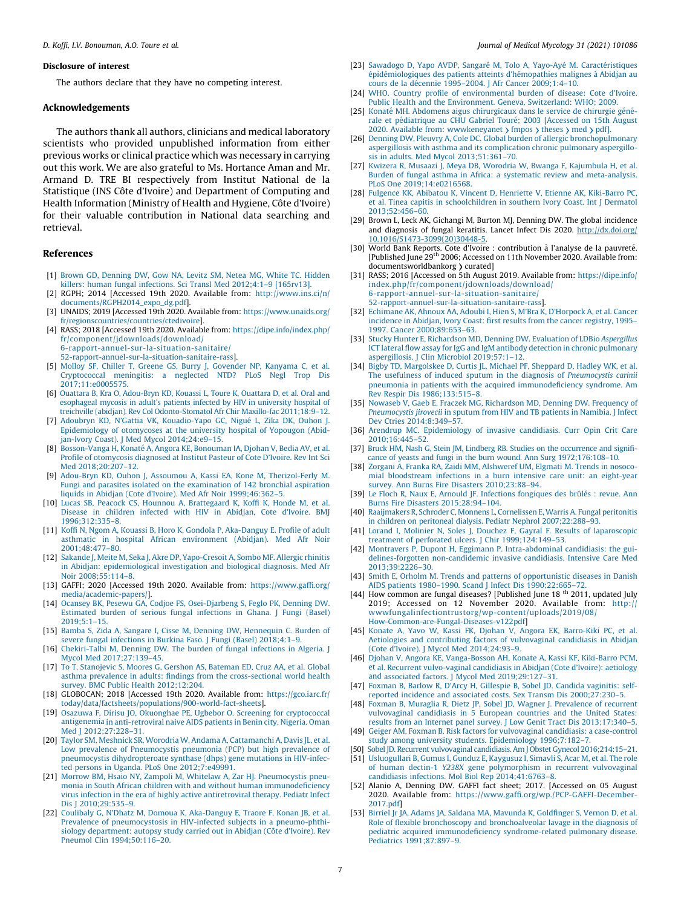### Disclosure of interest

The authors declare that they have no competing interest.

### Acknowledgements

The authors thank all authors, clinicians and medical laboratory scientists who provided unpublished information from either previous works or clinical practice which was necessary in carrying out this work. We are also grateful to Ms. Hortance Aman and Mr. Armand D. TRE BI respectively from Institut National de la Statistique (INS Côte d'Ivoire) and Department of Computing and Health Information (Ministry of Health and Hygiene, Côte d'Ivoire) for their valuable contribution in National data searching and retrieval.

### References

[1] Brown GD, Denning DW, Gow NA, Levitz SM, Netea MG, White TC. Hidden killers: human fungal infections. Sci Transl Med 2012;4:1–9 [165rv13].

[2] RGPH; 2014 [Accessed 19th 2020. Available from: http://www.ins.ci/n/documents/RGPH2014_expo_dg.pdf].

[3] UNAIDS; 2019 [Accessed 19th 2020. Available from: https://www.unaids.org/fr/regionscountries/countries/ctedivoire].

[4] RASS; 2018 [Accessed 19th 2020. Available from: https://dipe.info/index.php/fr/component/jdownloads/download/6-rapport-annuel-sur-la-situation-sanitaire/52-rapport-annuel-sur-la-situation-sanitaire-rass].

[5] Molloy SF, Chiller T, Greene GS, Burry J, Govender NP, Kanyama C, et al. Cryptococcal meningitis: a neglected NTD? PLoS Negl Trop Dis 2017;11:e0005575.

[6] Ouattara B, Kra O, Adou-Bryn KD, Kouassi L, Toure K, Ouattara D, et al. Oral and esophageal mycosis in adult's patients infected by HIV in university hospital of treichville (abidjan). Rev Col Odonto-Stomatol Afr Chir Maxillo-fac 2011;18:9–12.

[7] Adoubryn KD, N'Gattia VK, Kouadio-Yapo GC, Nigué L, Zika DK, Ouhon J. Epidemiology of otomycoses at the university hospital of Yopougon (Abidjan-Ivory Coast). J Med Mycol 2014;24:e9–15.

[8] Bosson-Vanga H, Konaté A, Angora KE, Bonouman IA, Djohan V, Bedia AV, et al. Profile of otomycosis diagnosed at Institut Pasteur of Cote D'Ivoire. Rev Int Sci Med 2018;20:207–12.

[9] Adou-Bryn KD, Ouhon J, Assoumou A, Kassi EA, Kone M, Therizol-Ferly M. Fungi and parasites isolated on the examination of 142 bronchial aspiration liquids in Abidjan (Cote d'Ivoire). Med Afr Noire 1999;46:362–5.

[10] Lucas SB, Peacock CS, Hounnou A, Brattegaard K, Koffi K, Honde M, et al. Disease in children infected with HIV in Abidjan, Cote d'Ivoire. BMJ 1996;312:335–8.

[11] Koffi N, Ngom A, Kouassi B, Horo K, Gondola P, Aka-Danguy E. Profile of adult asthmatic in hospital African environment (Abidjan). Med Afr Noir 2001;48:477–80.

[12] Sakande J, Meite M, Seka J, Akre DP, Yapo-Cresoit A, Sombo MF. Allergic rhinitis in Abidjan: epidemiological investigation and biological diagnosis. Med Afr Noir 2008;55:114–8.

[13] GAFFI; 2020 [Accessed 19th 2020. Available from: https://www.gaffi.org/media/academic-papers/].

[14] Ocansey BK, Pesewu GA, Codjoe FS, Osei-Djarbeng S, Feglo PK, Denning DW. Estimated burden of serious fungal infections in Ghana. J Fungi (Basel) 2019;5:1–15.

[15] Bamba S, Zida A, Sangare I, Cisse M, Denning DW, Hennequin C. Burden of severe fungal infections in Burkina Faso. J Fungi (Basel) 2018;4:1–9.

[16] Chekiri-Talbi M, Denning DW. The burden of fungal infections in Algeria. J Mycol Med 2017;27:139–45.

[17] To T, Stanojevic S, Moores G, Gershon AS, Bateman ED, Cruz AA, et al. Global asthma prevalence in adults: findings from the cross-sectional world health survey. BMC Public Health 2012;12:204.

[18] GLOBOCAN; 2018 [Accessed 19th 2020. Available from: https://gco.iarc.fr/today/data/factsheets/populations/900-world-fact-sheets].

[19] Osazuwa F, Dirisu JO, Okuonghae PE, Ugbebor O. Screening for cryptococcal antigenemia in anti-retroviral naive AIDS patients in Benin city, Nigeria. Oman Med J 2012;27:228–31.

[20] Taylor SM, Meshnick SR, Worodria W, Andama A, Cattamanchi A, Davis JL, et al. Low prevalence of Pneumocystis pneumonia (PCP) but high prevalence of pneumocystis dihydropteroate synthase (dhps) gene mutations in HIV-infected persons in Uganda. PLoS One 2012;7:e49991.

[21] Morrow BM, Hsaio NY, Zampoli M, Whitelaw A, Zar HJ. Pneumocystis pneumonia in South African children with and without human immunodeficiency virus infection in the era of highly active antiretroviral therapy. Pediatr Infect Dis J 2010;29:535–9.

[22] Coulibaly G, N'Dhatz M, Domoua K, Aka-Danguy E, Traore F, Konan JB, et al. Prevalence of pneumocystosis in HIV-infected subjects in a pneumo-phthisiology department: autopsy study carried out in Abidjan (Côte d'Ivoire). Rev Pneumol Clin 1994;50:116–20.

[23] Sawadogo D, Yapo AVDP, Sangaré M, Tolo A, Yayo-Ayé M. Caractéristiques épidémiologiques des patients atteints d'hémopathies malignes à Abidjan au cours de la décennie 1995–2004. J Afr Cancer 2009;1:4–10.

[24] WHO. Country profile of environmental burden of disease: Cote d'Ivoire. Public Health and the Environment. Geneva, Switzerland: WHO; 2009.

[25] Konaté MH. Abdomens aigus chirurgicaux dans le service de chirurgie générale et pédiatrique au CHU Gabriel Touré; 2003 [Accessed on 15th August 2020. Available from: wwwkeneyanet › fmpos › theses › med › pdf].

[26] Denning DW, Pleuvry A, Cole DC. Global burden of allergic bronchopulmonary aspergillosis with asthma and its complication chronic pulmonary aspergillosis in adults. Med Mycol 2013;51:361–70.

[27] Kwizera R, Musaazi J, Meya DB, Worodria W, Bwanga F, Kajumbula H, et al. Burden of fungal asthma in Africa: a systematic review and meta-analysis. PLoS One 2019;14:e0216568.

[28] Fulgence KK, Abibatou K, Vincent D, Henriette V, Etienne AK, Kiki-Barro PC, et al. Tinea capitis in schoolchildren in southern Ivory Coast. Int J Dermatol 2013;52:456–60.

[29] Brown L, Leck AK, Gichangi M, Burton MJ, Denning DW. The global incidence and diagnosis of fungal keratitis. Lancet Infect Dis 2020. http://dx.doi.org/10.1016/S1473-3099(20)30448-5.

[30] World Bank Reports. Cote d'Ivoire : contribution à l'analyse de la pauvreté. [Published June 29th 2006; Accessed on 11th November 2020. Available from: documentsworldbankorg › curated]

[31] RASS; 2016 [Accessed on 5th August 2019. Available from: https://dipe.info/index.php/fr/component/jdownloads/download/6-rapport-annuel-sur-la-situation-sanitaire/52-rapport-annuel-sur-la-situation-sanitaire-rass].

[32] Echimane AK, Ahnoux AA, Adoubi I, Hien S, M'Bra K, D'Horpock A, et al. Cancer incidence in Abidjan, Ivory Coast: first results from the cancer registry, 1995–1997. Cancer 2000;89:653–63.

[33] Stucky Hunter E, Richardson MD, Denning DW. Evaluation of LDBio *Aspergillus* ICT lateral flow assay for IgG and IgM antibody detection in chronic pulmonary aspergillosis. J Clin Microbiol 2019;57:1–12.

[34] Bigby TD, Margolskee D, Curtis JL, Michael PF, Sheppard D, Hadley WK, et al. The usefulness of induced sputum in the diagnosis of *Pneumocystis carinii* pneumonia in patients with the acquired immunodeficiency syndrome. Am Rev Respir Dis 1986;133:515–8.

[35] Nowaseb V, Gaeb E, Fraczek MG, Richardson MD, Denning DW. Frequency of *Pneumocystis jirovecii* in sputum from HIV and TB patients in Namibia. J Infect Dev Ctries 2014;8:349–57.

[36] Arendrup MC. Epidemiology of invasive candidiasis. Curr Opin Crit Care 2010;16:445–52.

[37] Bruck HM, Nash G, Stein JM, Lindberg RB. Studies on the occurrence and significance of yeasts and fungi in the burn wound. Ann Surg 1972;176:108–10.

[38] Zorgani A, Franka RA, Zaidi MM, Alshweref UM, Elgmati M. Trends in nosocomial bloodstream infections in a burn intensive care unit: an eight-year survey. Ann Burns Fire Disasters 2010;23:88–94.

[39] Le Floch R, Naux E, Arnould JF. Infections fongiques des brûlés : revue. Ann Burns Fire Disasters 2015;28:94–104.

[40] Raaijmakers R, Schroder C, Monnens L, Cornelissen E, Warris A. Fungal peritonitis in children on peritoneal dialysis. Pediatr Nephrol 2007;22:288–93.

[41] Lorand I, Molinier N, Soles J, Douchez F, Gayral F. Results of laparoscopic treatment of perforated ulcers. J Chir 1999;124:149–53.

[42] Montravers P, Dupont H, Eggimann P. Intra-abdominal candidiasis: the guidelines-forgotten non-candidemic invasive candidiasis. Intensive Care Med 2013;39:2226–30.

[43] Smith E, Orholm M. Trends and patterns of opportunistic diseases in Danish AIDS patients 1980–1990. Scand J Infect Dis 1990;22:665–72.

[44] How common are fungal diseases? [Published June 18 th 2011, updated July 2019; Accessed on 12 November 2020. Available from: http://wwwfungalinfectiontrustorg/wp-content/uploads/2019/08/How-Common-are-Fungal-Diseases-v122pdf]

[45] Konate A, Yavo W, Kassi FK, Djohan V, Angora EK, Barro-Kiki PC, et al. Aetiologies and contributing factors of vulvovaginal candidiasis in Abidjan (Cote d'Ivoire). J Mycol Med 2014;24:93–9.

[46] Djohan V, Angora KE, Vanga-Bosson AH, Konate A, Kassi KF, Kiki-Barro PCM, et al. Recurrent vulvo-vaginal candidiasis in Abidjan (Cote d'Ivoire): aetiology and associated factors. J Mycol Med 2019;29:127–31.

[47] Foxman B, Barlow R, D'Arcy H, Gillespie B, Sobel JD. Candida vaginitis: self-reported incidence and associated costs. Sex Transm Dis 2000;27:230–5.

[48] Foxman B, Muraglia R, Dietz JP, Sobel JD, Wagner J. Prevalence of recurrent vulvovaginal candidiasis in 5 European countries and the United States: results from an Internet panel survey. J Low Genit Tract Dis 2013;17:340–5.

[49] Geiger AM, Foxman B. Risk factors for vulvovaginal candidiasis: a case-control study among university students. Epidemiology 1996;7:182–7.

[50] Sobel JD. Recurrent vulvovaginal candidiasis. Am J Obstet Gynecol 2016;214:15–21.

[51] Usluogullari B, Gumus I, Gunduz E, Kaygusuz I, Simavli S, Acar M, et al. The role of human dectin-1 *Y238X* gene polymorphism in recurrent vulvovaginal candidiasis infections. Mol Biol Rep 2014;41:6763–8.

[52] Alanio A, Denning DW. GAFFI fact sheet; 2017. [Accessed on 05 August 2020. Available from: https://www.gaffi.org/wp./PCP-GAFFI-December-2017.pdf]

[53] Birriel Jr JA, Adams JA, Saldana MA, Mavunda K, Goldfinger S, Vernon D, et al. Role of flexible bronchoscopy and bronchoalveolar lavage in the diagnosis of pediatric acquired immunodeficiency syndrome-related pulmonary disease. Pediatrics 1991;87:897–9.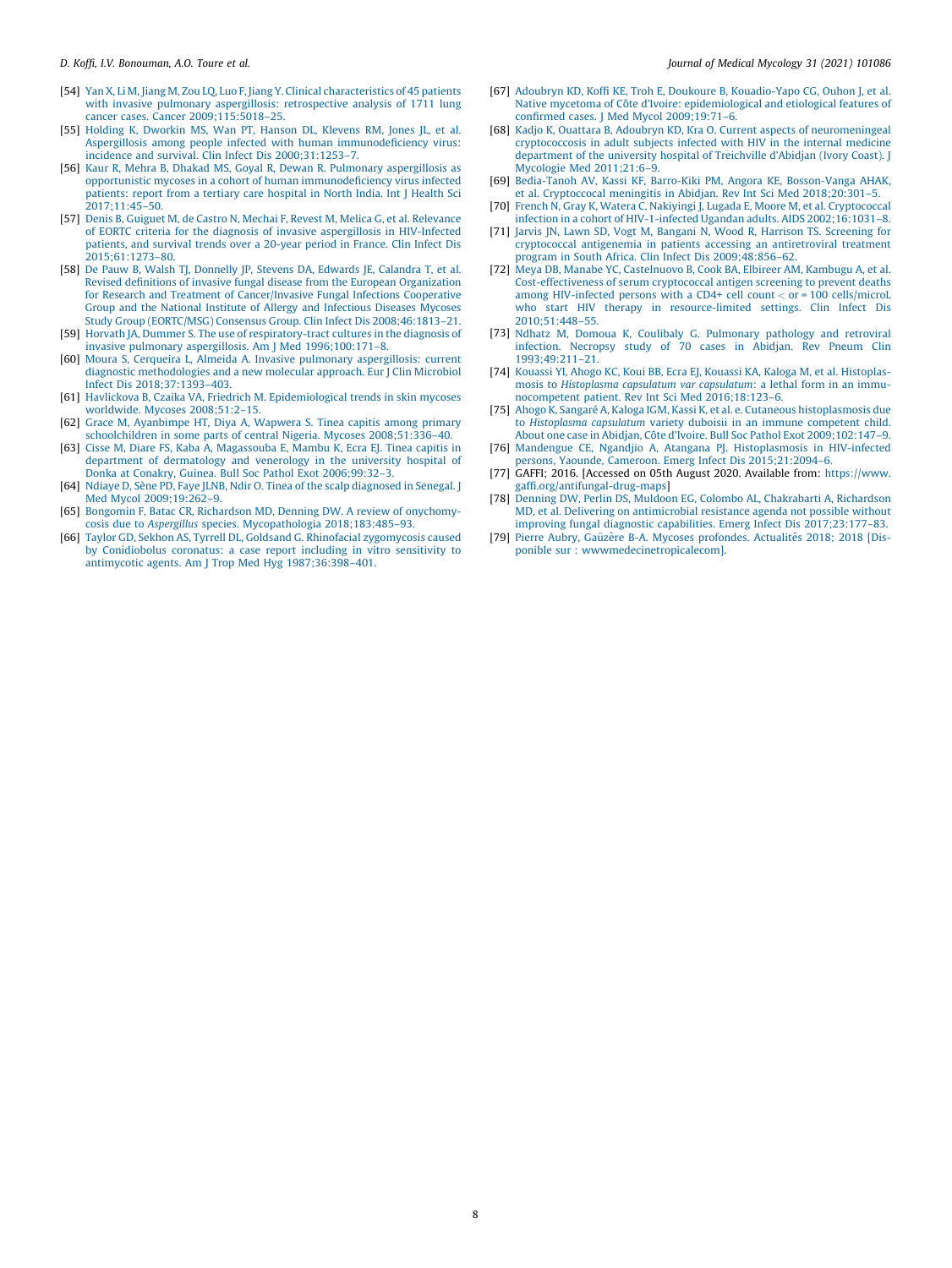[54] Yan X, Li M, Jiang M, Zou LQ, Luo F, Jiang Y. Clinical characteristics of 45 patients with invasive pulmonary aspergillosis: retrospective analysis of 1711 lung cancer cases. Cancer 2009;115:5018–25.

[55] Holding K, Dworkin MS, Wan PT, Hanson DL, Klevens RM, Jones JL, et al. Aspergillosis among people infected with human immunodeficiency virus: incidence and survival. Clin Infect Dis 2000;31:1253–7.

[56] Kaur R, Mehra B, Dhakad MS, Goyal R, Dewan R. Pulmonary aspergillosis as opportunistic mycoses in a cohort of human immunodeficiency virus infected patients: report from a tertiary care hospital in North India. Int J Health Sci 2017;11:45–50.

[57] Denis B, Guiguet M, de Castro N, Mechai F, Revest M, Melica G, et al. Relevance of EORTC criteria for the diagnosis of invasive aspergillosis in HIV-Infected patients, and survival trends over a 20-year period in France. Clin Infect Dis 2015;61:1273–80.

[58] De Pauw B, Walsh TJ, Donnelly JP, Stevens DA, Edwards JE, Calandra T, et al. Revised definitions of invasive fungal disease from the European Organization for Research and Treatment of Cancer/Invasive Fungal Infections Cooperative Group and the National Institute of Allergy and Infectious Diseases Mycoses Study Group (EORTC/MSG) Consensus Group. Clin Infect Dis 2008;46:1813–21.

[59] Horvath JA, Dummer S. The use of respiratory-tract cultures in the diagnosis of invasive pulmonary aspergillosis. Am J Med 1996;100:171–8.

[60] Moura S, Cerqueira L, Almeida A. Invasive pulmonary aspergillosis: current diagnostic methodologies and a new molecular approach. Eur J Clin Microbiol Infect Dis 2018;37:1393–403.

[61] Havlickova B, Czaika VA, Friedrich M. Epidemiological trends in skin mycoses worldwide. Mycoses 2008;51:2–15.

[62] Grace M, Ayanbimpe HT, Diya A, Wapwera S. Tinea capitis among primary schoolchildren in some parts of central Nigeria. Mycoses 2008;51:336–40.

[63] Cisse M, Diare FS, Kaba A, Magassouba E, Mambu K, Ecra EJ. Tinea capitis in department of dermatology and venerology in the university hospital of Donka at Conakry, Guinea. Bull Soc Pathol Exot 2006;99:32–3.

[64] Ndiaye D, Sène PD, Faye JLNB, Ndir O. Tinea of the scalp diagnosed in Senegal. J Med Mycol 2009;19:262–9.

[65] Bongomin F, Batac CR, Richardson MD, Denning DW. A review of onychomycosis due to *Aspergillus* species. Mycopathologia 2018;183:485–93.

[66] Taylor GD, Sekhon AS, Tyrrell DL, Goldsand G. Rhinofacial zygomycosis caused by Conidiobolus coronatus: a case report including in vitro sensitivity to antimycotic agents. Am J Trop Med Hyg 1987;36:398–401.

[67] Adoubryn KD, Koffi KE, Troh E, Doukoure B, Kouadio-Yapo CG, Ouhon J, et al. Native mycetoma of Côte d'Ivoire: epidemiological and etiological features of confirmed cases. J Med Mycol 2009;19:71–6.

[68] Kadjo K, Ouattara B, Adoubryn KD, Kra O. Current aspects of neuromeningeal cryptococcosis in adult subjects infected with HIV in the internal medicine department of the university hospital of Treichville d'Abidjan (Ivory Coast). J Mycologie Med 2011;21:6–9.

[69] Bedia-Tanoh AV, Kassi KF, Barro-Kiki PM, Angora KE, Bosson-Vanga AHAK, et al. Cryptoccocal meningitis in Abidjan. Rev Int Sci Med 2018;20:301–5.

[70] French N, Gray K, Watera C, Nakiyingi J, Lugada E, Moore M, et al. Cryptococcal infection in a cohort of HIV-1-infected Ugandan adults. AIDS 2002;16:1031–8.

[71] Jarvis JN, Lawn SD, Vogt M, Bangani N, Wood R, Harrison TS. Screening for cryptococcal antigenemia in patients accessing an antiretroviral treatment program in South Africa. Clin Infect Dis 2009;48:856–62.

[72] Meya DB, Manabe YC, Castelnuovo B, Cook BA, Elbireer AM, Kambugu A, et al. Cost-effectiveness of serum cryptococcal antigen screening to prevent deaths among HIV-infected persons with a CD4+ cell count < or = 100 cells/microL who start HIV therapy in resource-limited settings. Clin Infect Dis 2010;51:448–55.

[73] Ndhatz M, Domoua K, Coulibaly G. Pulmonary pathology and retroviral infection. Necropsy study of 70 cases in Abidjan. Rev Pneum Clin 1993;49:211–21.

[74] Kouassi YI, Ahogo KC, Koui BB, Ecra EJ, Kouassi KA, Kaloga M, et al. Histoplasmosis to *Histoplasma capsulatum var capsulatum*: a lethal form in an immunocompetent patient. Rev Int Sci Med 2016;18:123–6.

[75] Ahogo K, Sangaré A, Kaloga IGM, Kassi K, et al. e. Cutaneous histoplasmosis due to *Histoplasma capsulatum* variety duboisii in an immune competent child. About one case in Abidjan, Côte d'Ivoire. Bull Soc Pathol Exot 2009;102:147–9.

[76] Mandengue CE, Ngandjio A, Atangana PJ. Histoplasmosis in HIV-infected persons, Yaounde, Cameroon. Emerg Infect Dis 2015;21:2094–6.

[77] GAFFI; 2016. [Accessed on 05th August 2020. Available from: https://www.gaffi.org/antifungal-drug-maps]

[78] Denning DW, Perlin DS, Muldoon EG, Colombo AL, Chakrabarti A, Richardson MD, et al. Delivering on antimicrobial resistance agenda not possible without improving fungal diagnostic capabilities. Emerg Infect Dis 2017;23:177–83.

[79] Pierre Aubry, Gaüzère B-A. Mycoses profondes. Actualités 2018; 2018 [Disponible sur : wwwmedecinetropicalecom].